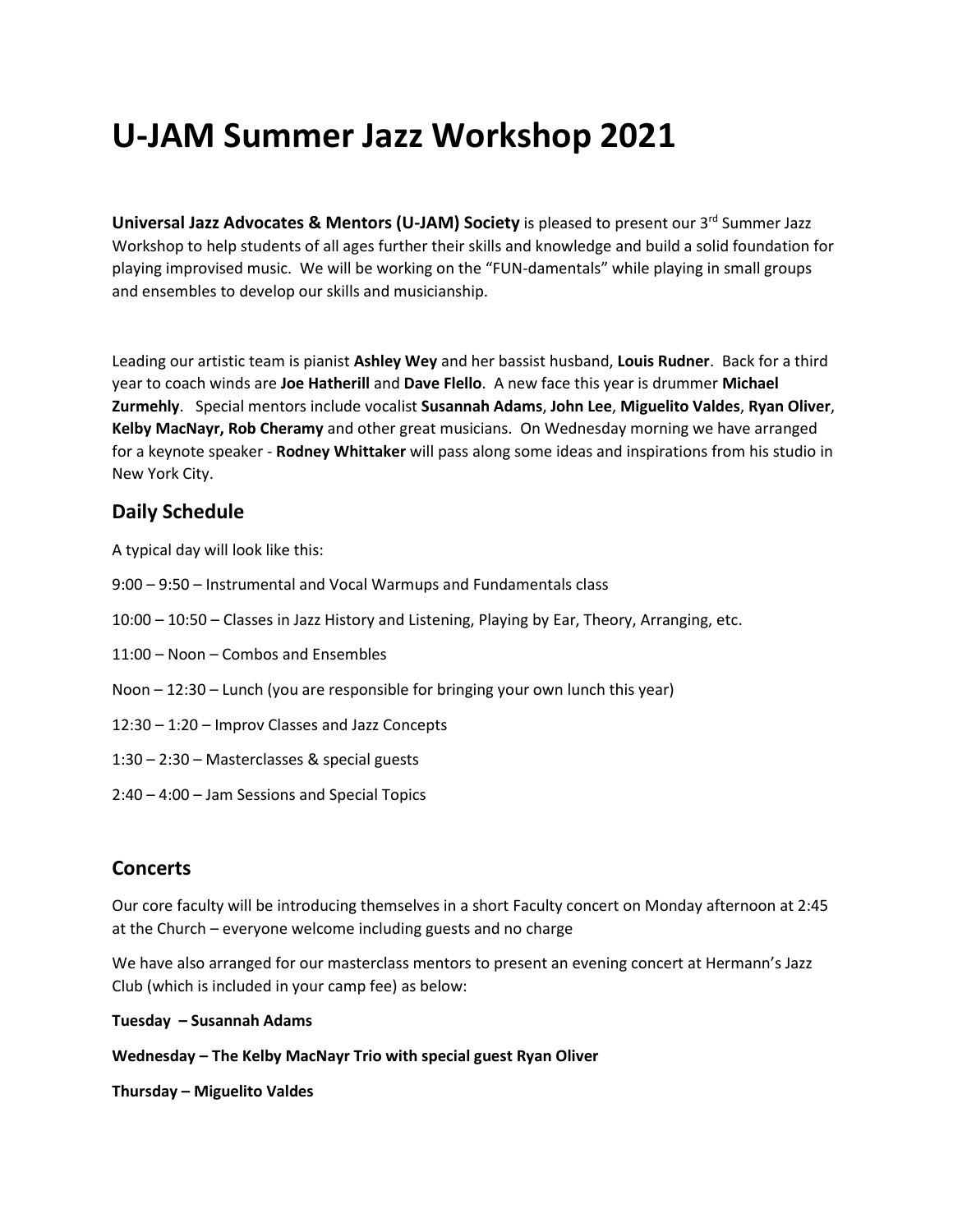# U-JAM Summer Jazz Workshop 2021

**Universal Jazz Advocates & Mentors (U-JAM) Society** is pleased to present our 3rd Summer Jazz Workshop to help students of all ages further their skills and knowledge and build a solid foundation for playing improvised music. We will be working on the "FUN-damentals" while playing in small groups and ensembles to develop our skills and musicianship.

Leading our artistic team is pianist **Ashley Wey** and her bassist husband, **Louis Rudner**. Back for a third year to coach winds are **Joe Hatherill** and **Dave Flello**. A new face this year is drummer **Michael Zurmehly**. Special mentors include vocalist **Susannah Adams**, **John Lee**, **Miguelito Valdes**, **Ryan Oliver**, **Kelby MacNayr, Rob Cheramy** and other great musicians. On Wednesday morning we have arranged for a keynote speaker - **Rodney Whittaker** will pass along some ideas and inspirations from his studio in New York City.

## Daily Schedule

A typical day will look like this:

9:00 – 9:50 – Instrumental and Vocal Warmups and Fundamentals class

10:00 – 10:50 – Classes in Jazz History and Listening, Playing by Ear, Theory, Arranging, etc.

11:00 – Noon – Combos and Ensembles

Noon – 12:30 – Lunch (you are responsible for bringing your own lunch this year)

12:30 – 1:20 – Improv Classes and Jazz Concepts

1:30 – 2:30 – Masterclasses & special guests

2:40 – 4:00 – Jam Sessions and Special Topics

## Concerts

Our core faculty will be introducing themselves in a short Faculty concert on Monday afternoon at 2:45 at the Church – everyone welcome including guests and no charge

We have also arranged for our masterclass mentors to present an evening concert at Hermann's Jazz Club (which is included in your camp fee) as below:

**Tuesday – Susannah Adams**

**Wednesday – The Kelby MacNayr Trio with special guest Ryan Oliver**

**Thursday – Miguelito Valdes**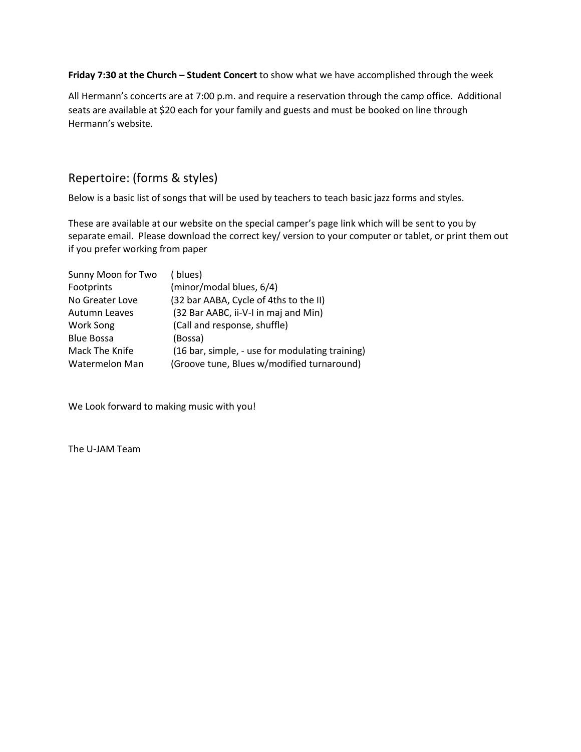**Friday 7:30 at the Church – Student Concert** to show what we have accomplished through the week

All Hermann's concerts are at 7:00 p.m. and require a reservation through the camp office. Additional seats are available at $20 each for your family and guests and must be booked on line through Hermann's website.

## Repertoire: (forms & styles)

Below is a basic list of songs that will be used by teachers to teach basic jazz forms and styles.

These are available at our website on the special camper's page link which will be sent to you by separate email. Please download the correct key/ version to your computer or tablet, or print them out if you prefer working from paper

| | |
|---|---|
| Sunny Moon for Two | ( blues) |
| Footprints | (minor/modal blues, 6/4) |
| No Greater Love | (32 bar AABA, Cycle of 4ths to the II) |
| Autumn Leaves | (32 Bar AABC, ii-V-I in maj and Min) |
| Work Song | (Call and response, shuffle) |
| Blue Bossa | (Bossa) |
| Mack The Knife | (16 bar, simple, - use for modulating training) |
| Watermelon Man | (Groove tune, Blues w/modified turnaround) |

We Look forward to making music with you!

The U-JAM Team